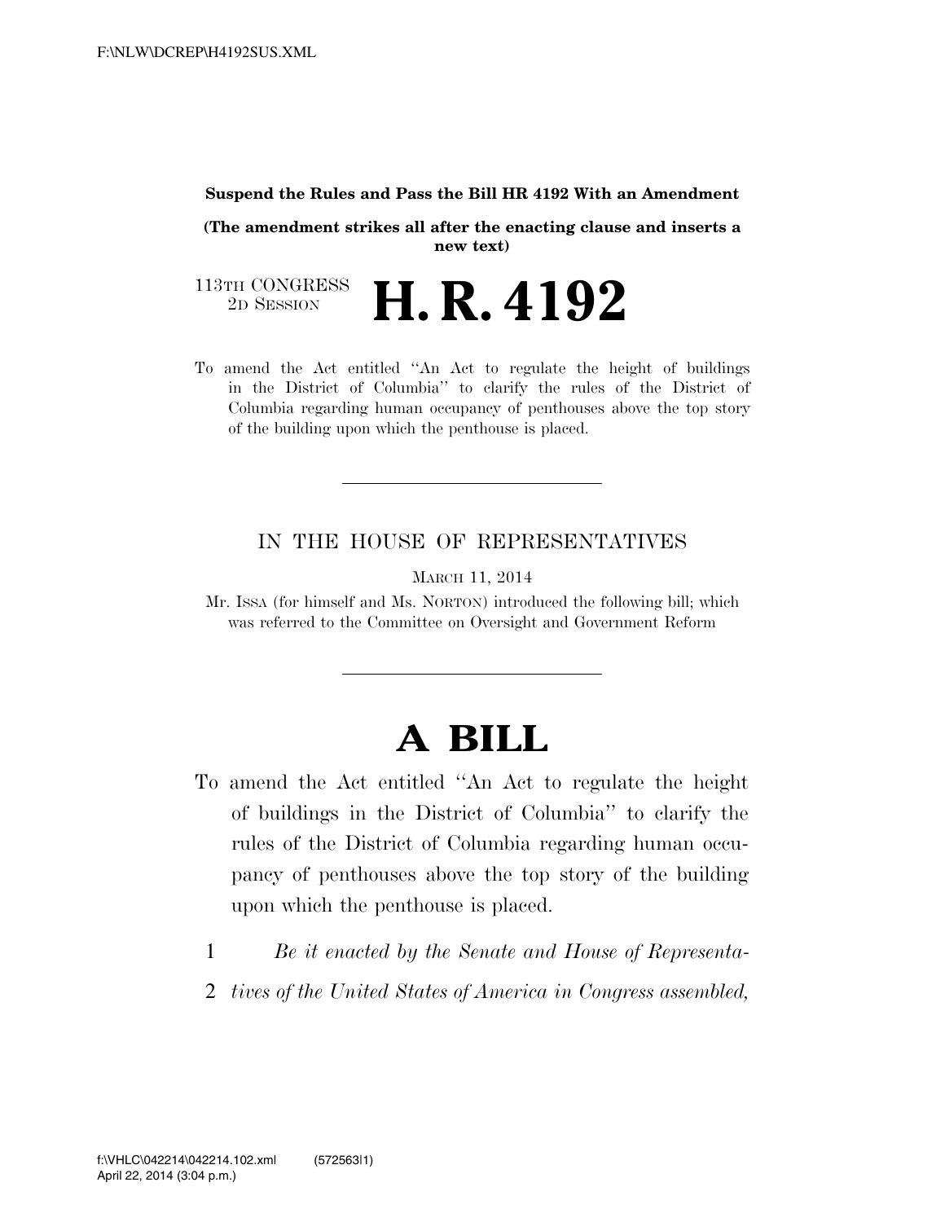**Suspend the Rules and Pass the Bill HR 4192 With an Amendment**

**(The amendment strikes all after the enacting clause and inserts a new text)**

113TH CONGRESS
2D SESSION

# H. R. 4192

To amend the Act entitled ''An Act to regulate the height of buildings in the District of Columbia'' to clarify the rules of the District of Columbia regarding human occupancy of penthouses above the top story of the building upon which the penthouse is placed.

---

IN THE HOUSE OF REPRESENTATIVES

MARCH 11, 2014

Mr. ISSA (for himself and Ms. NORTON) introduced the following bill; which was referred to the Committee on Oversight and Government Reform

---

# A BILL

To amend the Act entitled ''An Act to regulate the height of buildings in the District of Columbia'' to clarify the rules of the District of Columbia regarding human occupancy of penthouses above the top story of the building upon which the penthouse is placed.

1 *Be it enacted by the Senate and House of Representa-*
2 *tives of the United States of America in Congress assembled,*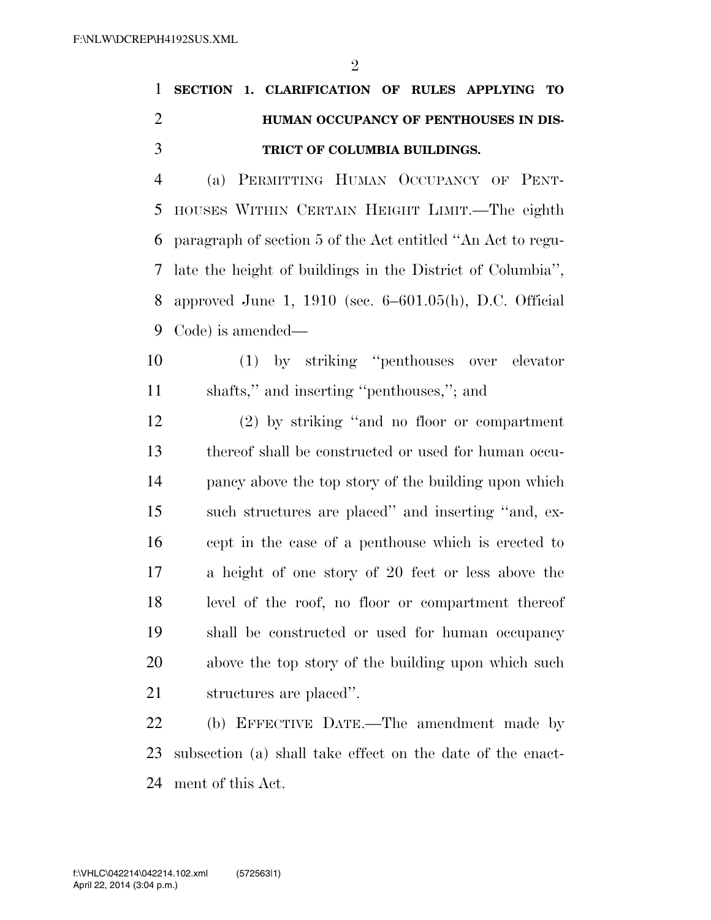**SECTION 1. CLARIFICATION OF RULES APPLYING TO HUMAN OCCUPANCY OF PENTHOUSES IN DISTRICT OF COLUMBIA BUILDINGS.**

(a) PERMITTING HUMAN OCCUPANCY OF PENTHOUSES WITHIN CERTAIN HEIGHT LIMIT.—The eighth paragraph of section 5 of the Act entitled ''An Act to regulate the height of buildings in the District of Columbia'', approved June 1, 1910 (sec. 6–601.05(h), D.C. Official Code) is amended—

(1) by striking ''penthouses over elevator shafts,'' and inserting ''penthouses,''; and

(2) by striking ''and no floor or compartment thereof shall be constructed or used for human occupancy above the top story of the building upon which such structures are placed'' and inserting ''and, except in the case of a penthouse which is erected to a height of one story of 20 feet or less above the level of the roof, no floor or compartment thereof shall be constructed or used for human occupancy above the top story of the building upon which such structures are placed''.

(b) EFFECTIVE DATE.—The amendment made by subsection (a) shall take effect on the date of the enactment of this Act.